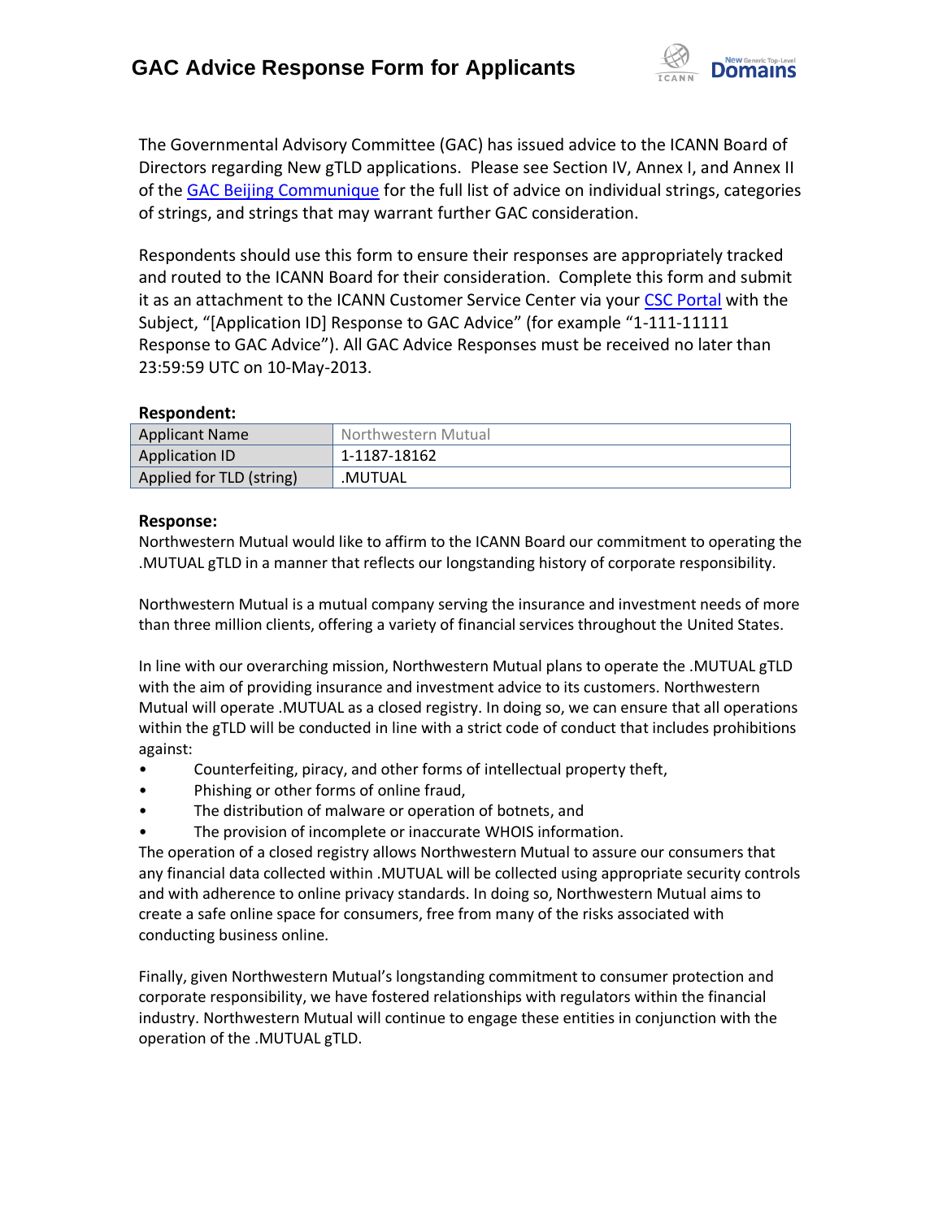# GAC Advice Response Form for Applicants

The Governmental Advisory Committee (GAC) has issued advice to the ICANN Board of Directors regarding New gTLD applications. Please see Section IV, Annex I, and Annex II of the GAC Beijing Communique for the full list of advice on individual strings, categories of strings, and strings that may warrant further GAC consideration.

Respondents should use this form to ensure their responses are appropriately tracked and routed to the ICANN Board for their consideration. Complete this form and submit it as an attachment to the ICANN Customer Service Center via your CSC Portal with the Subject, "[Application ID] Response to GAC Advice" (for example "1-111-11111 Response to GAC Advice"). All GAC Advice Responses must be received no later than 23:59:59 UTC on 10-May-2013.

**Respondent:**

| Applicant Name | Northwestern Mutual |
|---|---|
| Application ID | 1-1187-18162 |
| Applied for TLD (string) | .MUTUAL |

**Response:**

Northwestern Mutual would like to affirm to the ICANN Board our commitment to operating the .MUTUAL gTLD in a manner that reflects our longstanding history of corporate responsibility.

Northwestern Mutual is a mutual company serving the insurance and investment needs of more than three million clients, offering a variety of financial services throughout the United States.

In line with our overarching mission, Northwestern Mutual plans to operate the .MUTUAL gTLD with the aim of providing insurance and investment advice to its customers. Northwestern Mutual will operate .MUTUAL as a closed registry. In doing so, we can ensure that all operations within the gTLD will be conducted in line with a strict code of conduct that includes prohibitions against:

- Counterfeiting, piracy, and other forms of intellectual property theft,
- Phishing or other forms of online fraud,
- The distribution of malware or operation of botnets, and
- The provision of incomplete or inaccurate WHOIS information.

The operation of a closed registry allows Northwestern Mutual to assure our consumers that any financial data collected within .MUTUAL will be collected using appropriate security controls and with adherence to online privacy standards. In doing so, Northwestern Mutual aims to create a safe online space for consumers, free from many of the risks associated with conducting business online.

Finally, given Northwestern Mutual's longstanding commitment to consumer protection and corporate responsibility, we have fostered relationships with regulators within the financial industry. Northwestern Mutual will continue to engage these entities in conjunction with the operation of the .MUTUAL gTLD.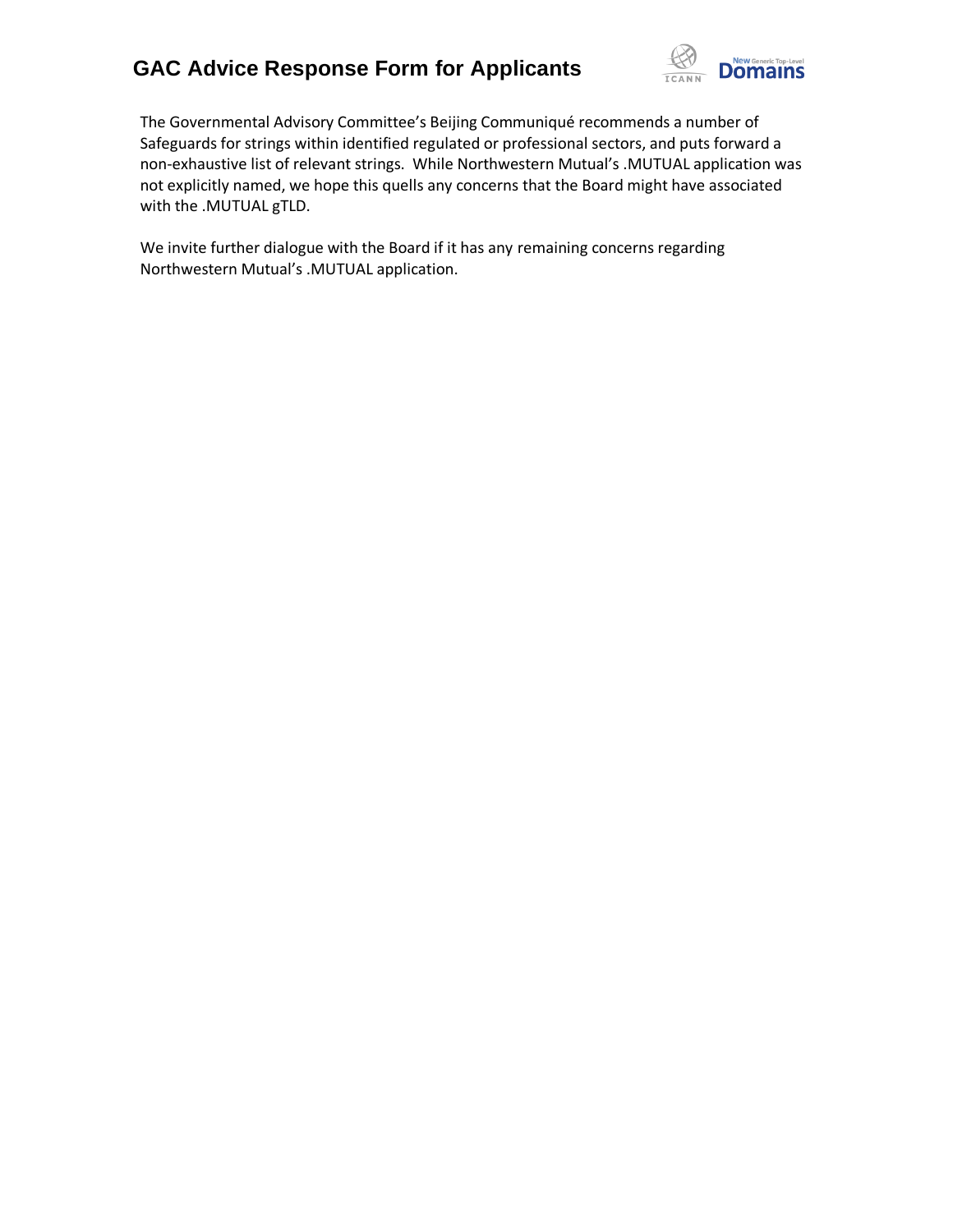The Governmental Advisory Committee's Beijing Communiqué recommends a number of Safeguards for strings within identified regulated or professional sectors, and puts forward a non-exhaustive list of relevant strings. While Northwestern Mutual's .MUTUAL application was not explicitly named, we hope this quells any concerns that the Board might have associated with the .MUTUAL gTLD.

We invite further dialogue with the Board if it has any remaining concerns regarding Northwestern Mutual's .MUTUAL application.